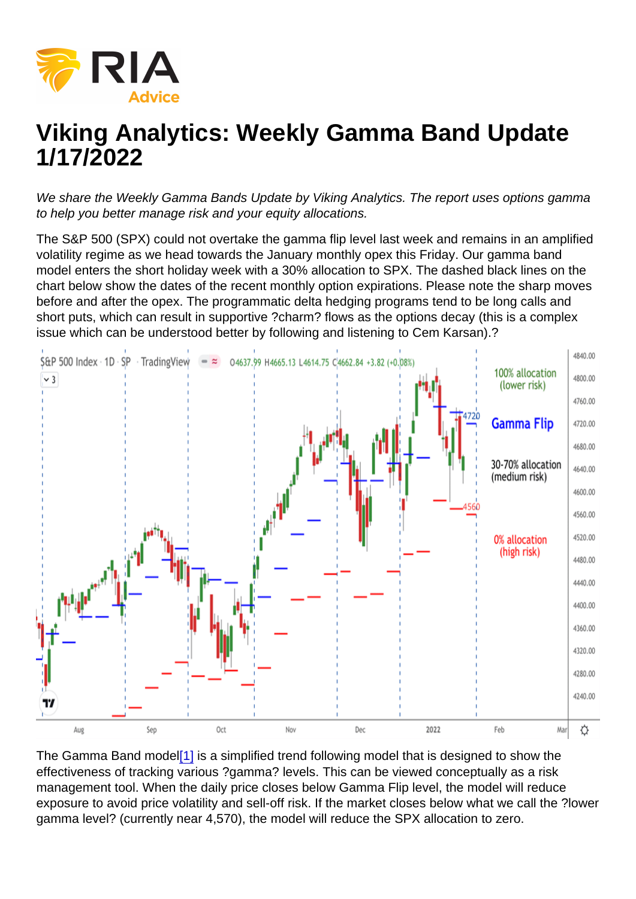# Viking Analytics: Weekly Gamma Band Update 1/17/2022

*We share the Weekly Gamma Bands Update by Viking Analytics. The report uses options gamma to help you better manage risk and your equity allocations.*

The S&P 500 (SPX) could not overtake the gamma flip level last week and remains in an amplified volatility regime as we head towards the January monthly opex this Friday. Our gamma band model enters the short holiday week with a 30% allocation to SPX. The dashed black lines on the chart below show the dates of the recent monthly option expirations. Please note the sharp moves before and after the opex. The programmatic delta hedging programs tend to be long calls and short puts, which can result in supportive ?charm? flows as the options decay (this is a complex issue which can be understood better by following and listening to Cem Karsan).?

The Gamma Band model[1] is a simplified trend following model that is designed to show the effectiveness of tracking various ?gamma? levels. This can be viewed conceptually as a risk management tool. When the daily price closes below Gamma Flip level, the model will reduce exposure to avoid price volatility and sell-off risk. If the market closes below what we call the ?lower gamma level? (currently near 4,570), the model will reduce the SPX allocation to zero.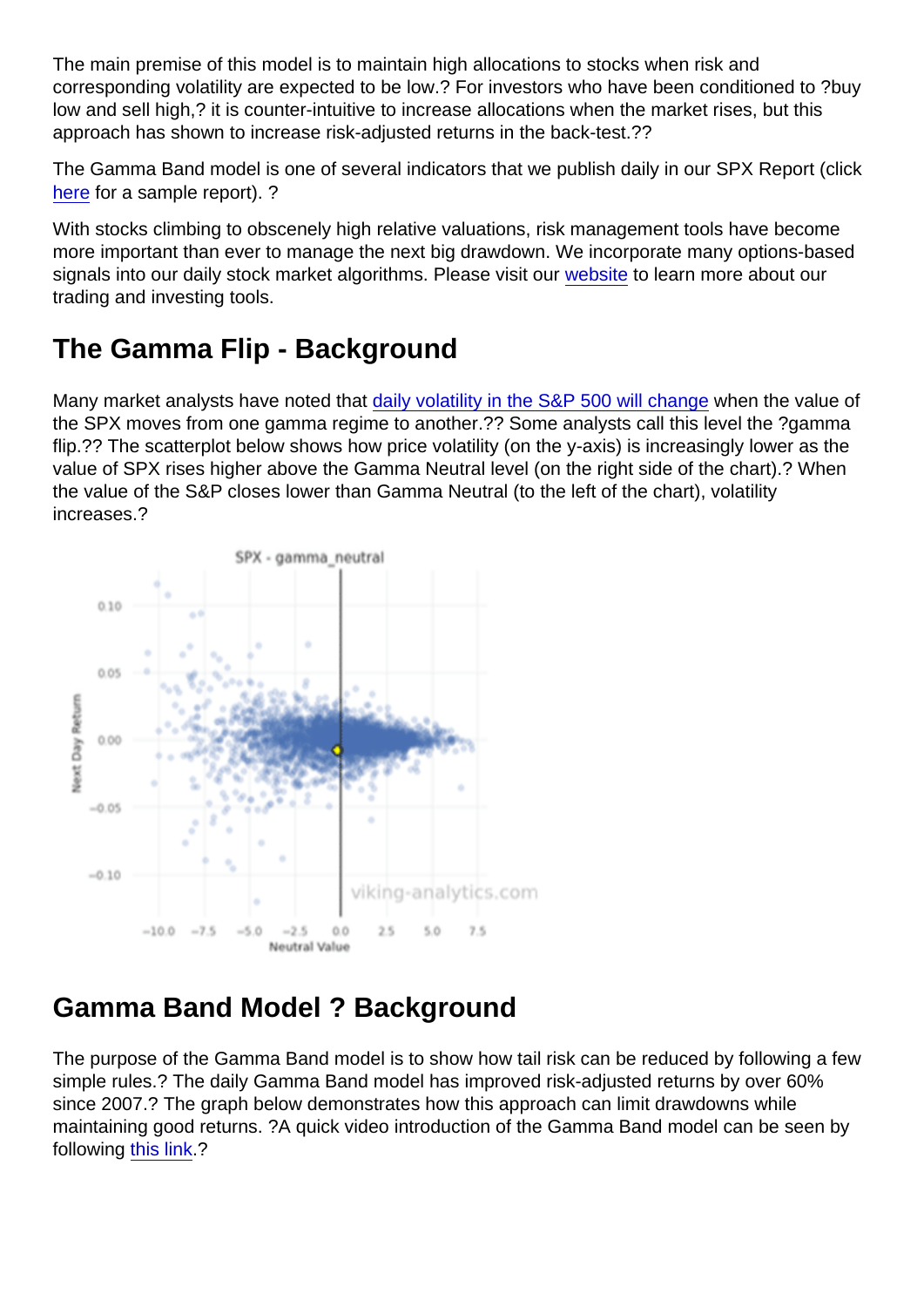The main premise of this model is to maintain high allocations to stocks when risk and corresponding volatility are expected to be low.? For investors who have been conditioned to ?buy low and sell high,? it is counter-intuitive to increase allocations when the market rises, but this approach has shown to increase risk-adjusted returns in the back-test.??

The Gamma Band model is one of several indicators that we publish daily in our SPX Report (click here for a sample report). ?

With stocks climbing to obscenely high relative valuations, risk management tools have become more important than ever to manage the next big drawdown. We incorporate many options-based signals into our daily stock market algorithms. Please visit our website to learn more about our trading and investing tools.

## The Gamma Flip - Background

Many market analysts have noted that daily volatility in the S&P 500 will change when the value of the SPX moves from one gamma regime to another.?? Some analysts call this level the ?gamma flip.?? The scatterplot below shows how price volatility (on the y-axis) is increasingly lower as the value of SPX rises higher above the Gamma Neutral level (on the right side of the chart).? When the value of the S&P closes lower than Gamma Neutral (to the left of the chart), volatility increases.?

## Gamma Band Model ? Background

The purpose of the Gamma Band model is to show how tail risk can be reduced by following a few simple rules.? The daily Gamma Band model has improved risk-adjusted returns by over 60% since 2007.? The graph below demonstrates how this approach can limit drawdowns while maintaining good returns. ?A quick video introduction of the Gamma Band model can be seen by following this link.?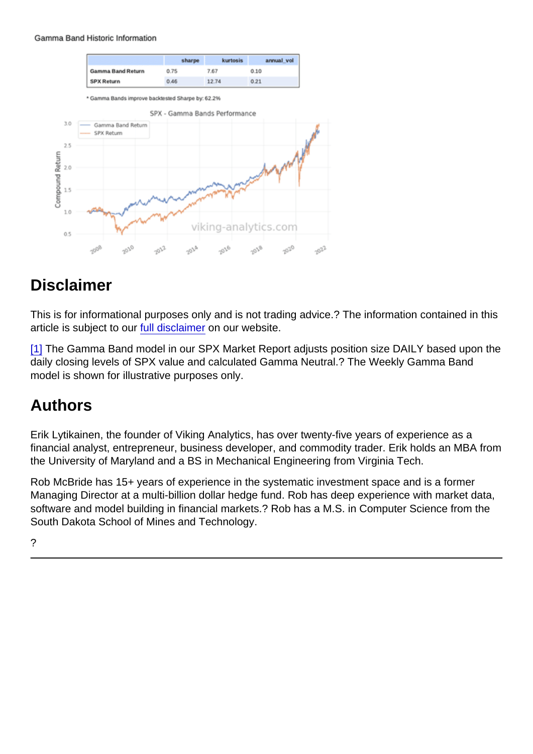Gamma Band Historic Information

| | sharpe | kurtosis | annual_vol |
|---|---|---|---|
| Gamma Band Return | 0.75 | 7.67 | 0.10 |
| SPX Return | 0.46 | 12.74 | 0.21 |

* Gamma Bands improve backtested Sharpe by: 62.2%

SPX - Gamma Bands Performance

Gamma Band Return
SPX Return

Compound Return

3.0
2.5
2.0
1.5
1.0
0.5

2008 2010 2012 2014 2016 2018 2020 2022

viking-analytics.com

## Disclaimer

This is for informational purposes only and is not trading advice.? The information contained in this article is subject to our full disclaimer on our website.

[1] The Gamma Band model in our SPX Market Report adjusts position size DAILY based upon the daily closing levels of SPX value and calculated Gamma Neutral.? The Weekly Gamma Band model is shown for illustrative purposes only.

## Authors

Erik Lytikainen, the founder of Viking Analytics, has over twenty-five years of experience as a financial analyst, entrepreneur, business developer, and commodity trader. Erik holds an MBA from the University of Maryland and a BS in Mechanical Engineering from Virginia Tech.

Rob McBride has 15+ years of experience in the systematic investment space and is a former Managing Director at a multi-billion dollar hedge fund. Rob has deep experience with market data, software and model building in financial markets.? Rob has a M.S. in Computer Science from the South Dakota School of Mines and Technology.

?